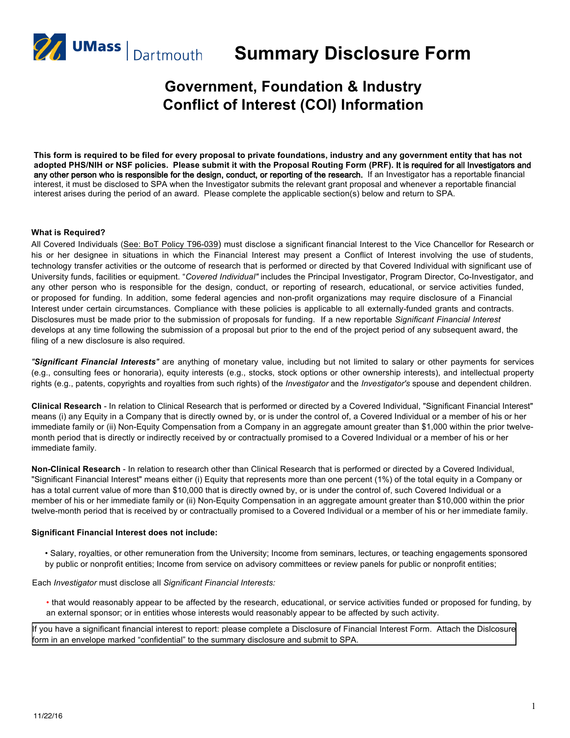UMass | Dartmouth

# Summary Disclosure Form

## Government, Foundation & Industry Conflict of Interest (COI) Information

**This form is required to be filed for every proposal to private foundations, industry and any government entity that has not adopted PHS/NIH or NSF policies. Please submit it with the Proposal Routing Form (PRF). It is required for all Investigators and any other person who is responsible for the design, conduct, or reporting of the research.** If an Investigator has a reportable financial interest, it must be disclosed to SPA when the Investigator submits the relevant grant proposal and whenever a reportable financial interest arises during the period of an award. Please complete the applicable section(s) below and return to SPA.

**What is Required?**

All Covered Individuals (See: BoT Policy T96-039) must disclose a significant financial Interest to the Vice Chancellor for Research or his or her designee in situations in which the Financial Interest may present a Conflict of Interest involving the use of students, technology transfer activities or the outcome of research that is performed or directed by that Covered Individual with significant use of University funds, facilities or equipment. "*Covered Individual"* includes the Principal Investigator, Program Director, Co-Investigator, and any other person who is responsible for the design, conduct, or reporting of research, educational, or service activities funded, or proposed for funding. In addition, some federal agencies and non-profit organizations may require disclosure of a Financial Interest under certain circumstances. Compliance with these policies is applicable to all externally-funded grants and contracts. Disclosures must be made prior to the submission of proposals for funding. If a new reportable *Significant Financial Interest* develops at any time following the submission of a proposal but prior to the end of the project period of any subsequent award, the filing of a new disclosure is also required.

*"**Significant Financial Interests**"* are anything of monetary value, including but not limited to salary or other payments for services (e.g., consulting fees or honoraria), equity interests (e.g., stocks, stock options or other ownership interests), and intellectual property rights (e.g., patents, copyrights and royalties from such rights) of the *Investigator* and the *Investigator's* spouse and dependent children.

**Clinical Research** - In relation to Clinical Research that is performed or directed by a Covered Individual, "Significant Financial Interest" means (i) any Equity in a Company that is directly owned by, or is under the control of, a Covered Individual or a member of his or her immediate family or (ii) Non-Equity Compensation from a Company in an aggregate amount greater than $1,000 within the prior twelve-month period that is directly or indirectly received by or contractually promised to a Covered Individual or a member of his or her immediate family.

**Non-Clinical Research** - In relation to research other than Clinical Research that is performed or directed by a Covered Individual, "Significant Financial Interest" means either (i) Equity that represents more than one percent (1%) of the total equity in a Company or has a total current value of more than $10,000 that is directly owned by, or is under the control of, such Covered Individual or a member of his or her immediate family or (ii) Non-Equity Compensation in an aggregate amount greater than $10,000 within the prior twelve-month period that is received by or contractually promised to a Covered Individual or a member of his or her immediate family.

**Significant Financial Interest does not include:**

- Salary, royalties, or other remuneration from the University; Income from seminars, lectures, or teaching engagements sponsored by public or nonprofit entities; Income from service on advisory committees or review panels for public or nonprofit entities;

Each *Investigator* must disclose all *Significant Financial Interests:*

- that would reasonably appear to be affected by the research, educational, or service activities funded or proposed for funding, by an external sponsor; or in entities whose interests would reasonably appear to be affected by such activity.

If you have a significant financial interest to report: please complete a Disclosure of Financial Interest Form. Attach the Dislcosure form in an envelope marked "confidential" to the summary disclosure and submit to SPA.

11/22/16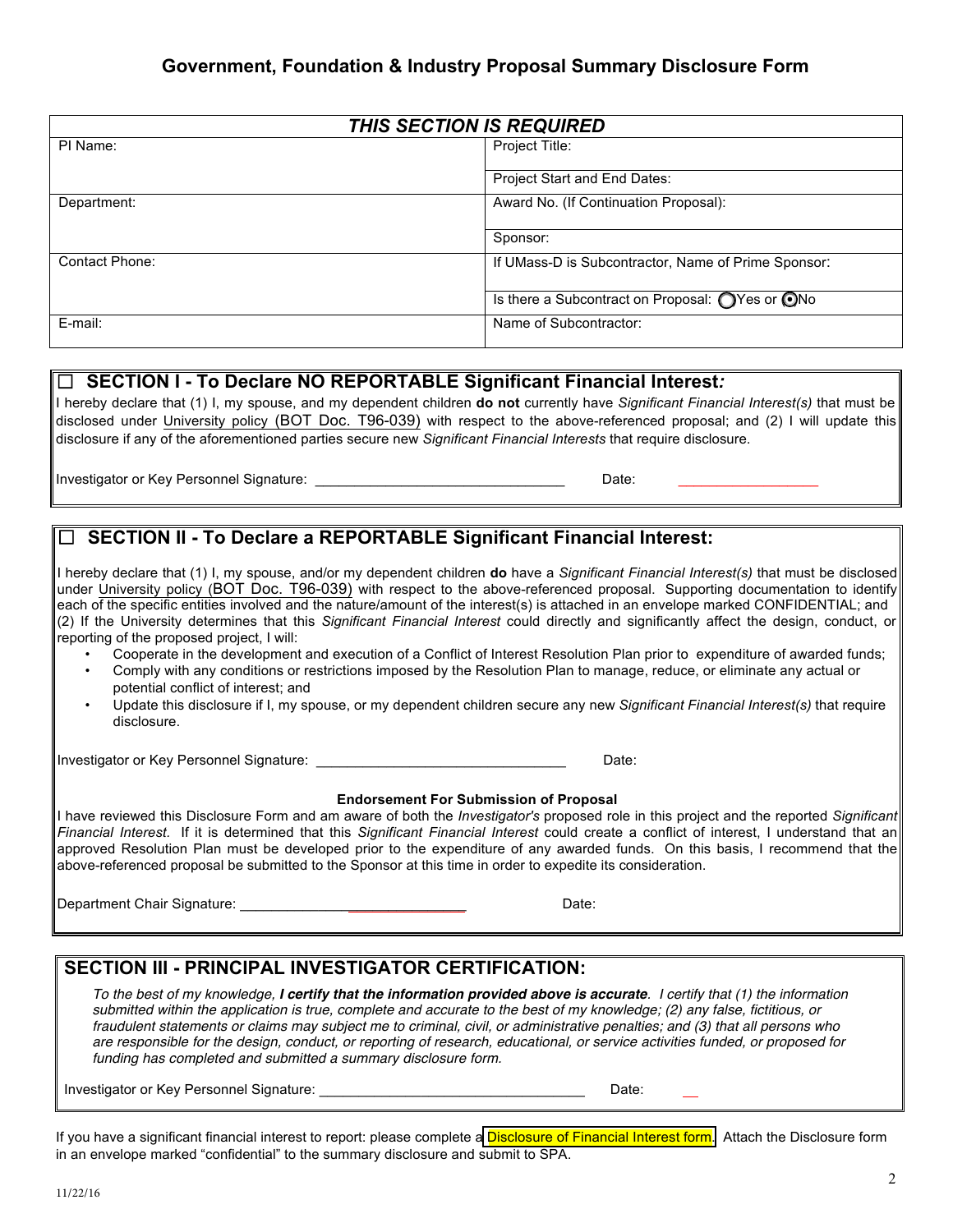## Government, Foundation & Industry Proposal Summary Disclosure Form

| *THIS SECTION IS REQUIRED* | |
|---|---|
| PI Name: | Project Title: |
| | Project Start and End Dates: |
| Department: | Award No. (If Continuation Proposal): |
| | Sponsor: |
| Contact Phone: | If UMass-D is Subcontractor, Name of Prime Sponsor: |
| | Is there a Subcontract on Proposal: ○ Yes or ◉ No |
| E-mail: | Name of Subcontractor: |

### ☐ SECTION I - To Declare NO REPORTABLE Significant Financial Interest*:*

I hereby declare that (1) I, my spouse, and my dependent children **do not** currently have *Significant Financial Interest(s)* that must be disclosed under University policy (BOT Doc. T96-039) with respect to the above-referenced proposal; and (2) I will update this disclosure if any of the aforementioned parties secure new *Significant Financial Interests* that require disclosure.

Investigator or Key Personnel Signature: ________________________________ Date: ________________

### ☐ SECTION II - To Declare a REPORTABLE Significant Financial Interest:

I hereby declare that (1) I, my spouse, and/or my dependent children **do** have a *Significant Financial Interest(s)* that must be disclosed under University policy (BOT Doc. T96-039) with respect to the above-referenced proposal. Supporting documentation to identify each of the specific entities involved and the nature/amount of the interest(s) is attached in an envelope marked CONFIDENTIAL; and (2) If the University determines that this *Significant Financial Interest* could directly and significantly affect the design, conduct, or reporting of the proposed project, I will:

- Cooperate in the development and execution of a Conflict of Interest Resolution Plan prior to expenditure of awarded funds;
- Comply with any conditions or restrictions imposed by the Resolution Plan to manage, reduce, or eliminate any actual or potential conflict of interest; and
- Update this disclosure if I, my spouse, or my dependent children secure any new *Significant Financial Interest(s)* that require disclosure.

Investigator or Key Personnel Signature: ________________________________ Date:

**Endorsement For Submission of Proposal**

I have reviewed this Disclosure Form and am aware of both the *Investigator's* proposed role in this project and the reported *Significant Financial Interest*. If it is determined that this *Significant Financial Interest* could create a conflict of interest, I understand that an approved Resolution Plan must be developed prior to the expenditure of any awarded funds. On this basis, I recommend that the above-referenced proposal be submitted to the Sponsor at this time in order to expedite its consideration.

Department Chair Signature: ______________________________ Date:

### SECTION III - PRINCIPAL INVESTIGATOR CERTIFICATION:

*To the best of my knowledge,* ***I certify that the information provided above is accurate****. I certify that (1) the information submitted within the application is true, complete and accurate to the best of my knowledge; (2) any false, fictitious, or fraudulent statements or claims may subject me to criminal, civil, or administrative penalties; and (3) that all persons who are responsible for the design, conduct, or reporting of research, educational, or service activities funded, or proposed for funding has completed and submitted a summary disclosure form.*

Investigator or Key Personnel Signature: __________________________________ Date: __

If you have a significant financial interest to report: please complete a Disclosure of Financial Interest form. Attach the Disclosure form in an envelope marked "confidential" to the summary disclosure and submit to SPA.

11/22/16